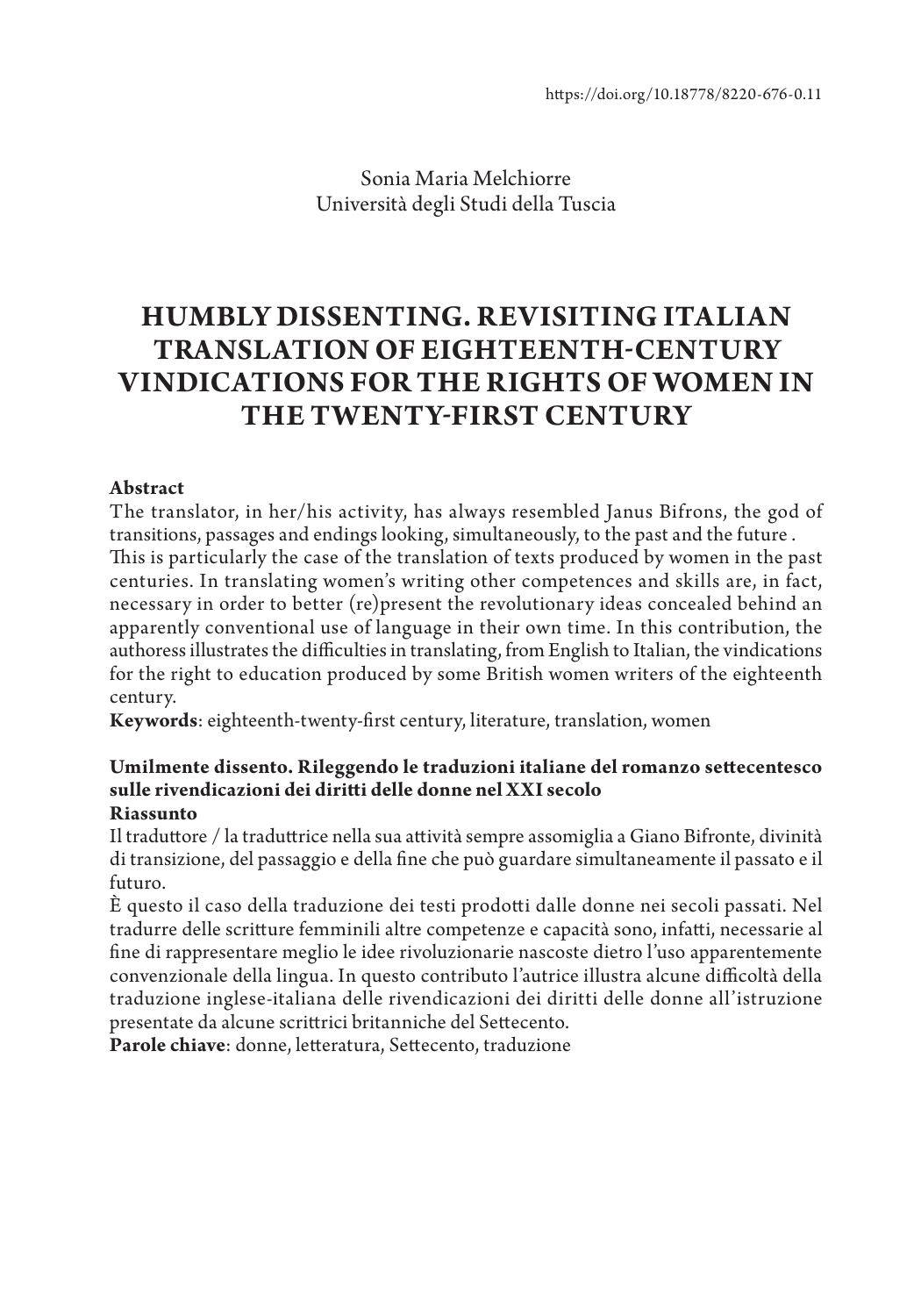https://doi.org/10.18778/8220-676-0.11

Sonia Maria Melchiorre
Università degli Studi della Tuscia

# HUMBLY DISSENTING. REVISITING ITALIAN TRANSLATION OF EIGHTEENTH-CENTURY VINDICATIONS FOR THE RIGHTS OF WOMEN IN THE TWENTY-FIRST CENTURY

**Abstract**
The translator, in her/his activity, has always resembled Janus Bifrons, the god of transitions, passages and endings looking, simultaneously, to the past and the future . This is particularly the case of the translation of texts produced by women in the past centuries. In translating women's writing other competences and skills are, in fact, necessary in order to better (re)present the revolutionary ideas concealed behind an apparently conventional use of language in their own time. In this contribution, the authoress illustrates the difficulties in translating, from English to Italian, the vindications for the right to education produced by some British women writers of the eighteenth century.
**Keywords**: eighteenth-twenty-first century, literature, translation, women

**Umilmente dissento. Rileggendo le traduzioni italiane del romanzo settecentesco sulle rivendicazioni dei diritti delle donne nel XXI secolo**
**Riassunto**
Il traduttore / la traduttrice nella sua attività sempre assomiglia a Giano Bifronte, divinità di transizione, del passaggio e della fine che può guardare simultaneamente il passato e il futuro.
È questo il caso della traduzione dei testi prodotti dalle donne nei secoli passati. Nel tradurre delle scritture femminili altre competenze e capacità sono, infatti, necessarie al fine di rappresentare meglio le idee rivoluzionarie nascoste dietro l'uso apparentemente convenzionale della lingua. In questo contributo l'autrice illustra alcune difficoltà della traduzione inglese-italiana delle rivendicazioni dei diritti delle donne all'istruzione presentate da alcune scrittrici britanniche del Settecento.
**Parole chiave**: donne, letteratura, Settecento, traduzione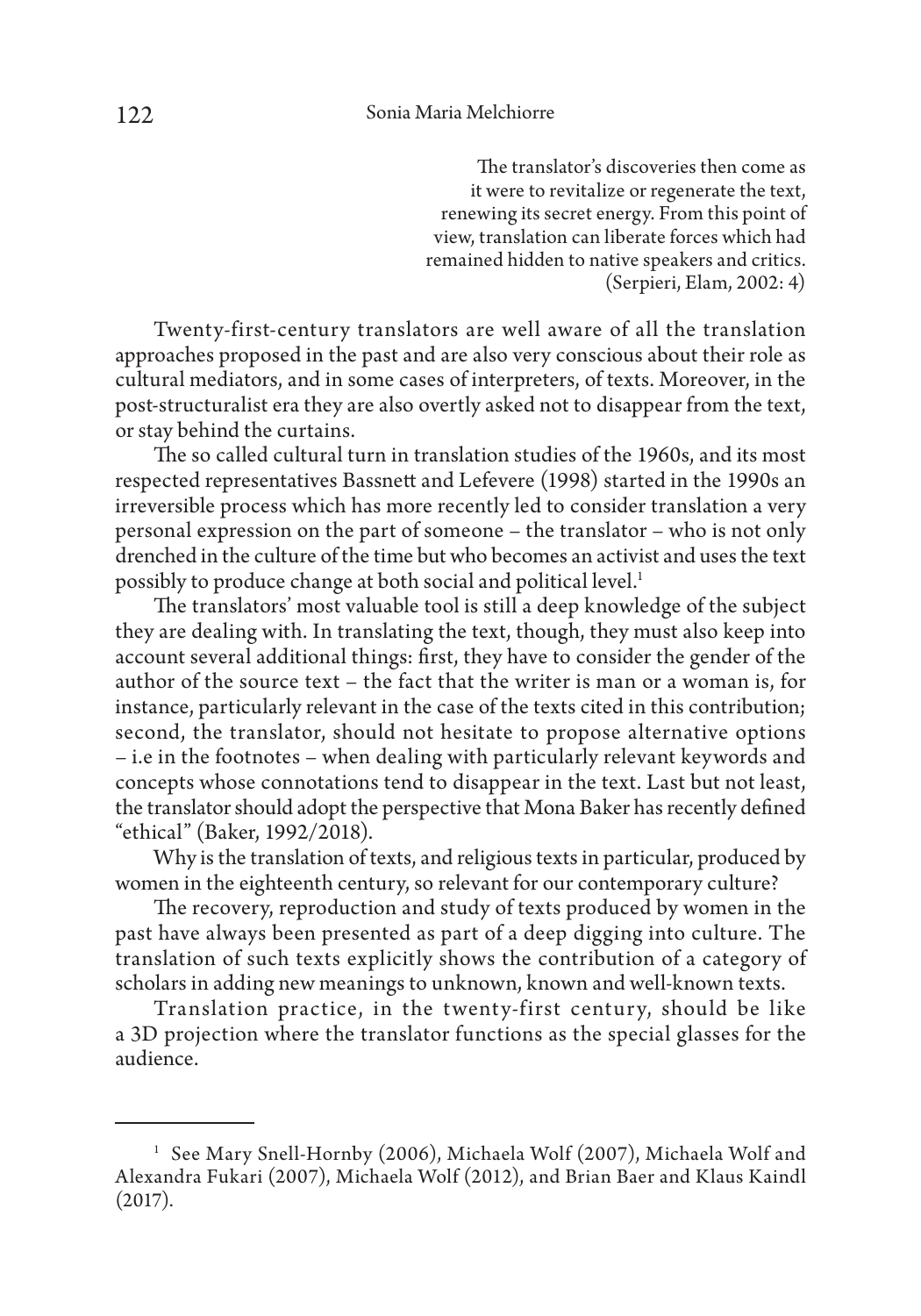> The translator's discoveries then come as it were to revitalize or regenerate the text, renewing its secret energy. From this point of view, translation can liberate forces which had remained hidden to native speakers and critics.
> (Serpieri, Elam, 2002: 4)

Twenty-first-century translators are well aware of all the translation approaches proposed in the past and are also very conscious about their role as cultural mediators, and in some cases of interpreters, of texts. Moreover, in the post-structuralist era they are also overtly asked not to disappear from the text, or stay behind the curtains.

The so called cultural turn in translation studies of the 1960s, and its most respected representatives Bassnett and Lefevere (1998) started in the 1990s an irreversible process which has more recently led to consider translation a very personal expression on the part of someone – the translator – who is not only drenched in the culture of the time but who becomes an activist and uses the text possibly to produce change at both social and political level.[1]

The translators' most valuable tool is still a deep knowledge of the subject they are dealing with. In translating the text, though, they must also keep into account several additional things: first, they have to consider the gender of the author of the source text – the fact that the writer is man or a woman is, for instance, particularly relevant in the case of the texts cited in this contribution; second, the translator, should not hesitate to propose alternative options – i.e in the footnotes – when dealing with particularly relevant keywords and concepts whose connotations tend to disappear in the text. Last but not least, the translator should adopt the perspective that Mona Baker has recently defined "ethical" (Baker, 1992/2018).

Why is the translation of texts, and religious texts in particular, produced by women in the eighteenth century, so relevant for our contemporary culture?

The recovery, reproduction and study of texts produced by women in the past have always been presented as part of a deep digging into culture. The translation of such texts explicitly shows the contribution of a category of scholars in adding new meanings to unknown, known and well-known texts.

Translation practice, in the twenty-first century, should be like a 3D projection where the translator functions as the special glasses for the audience.

---

[1] See Mary Snell-Hornby (2006), Michaela Wolf (2007), Michaela Wolf and Alexandra Fukari (2007), Michaela Wolf (2012), and Brian Baer and Klaus Kaindl (2017).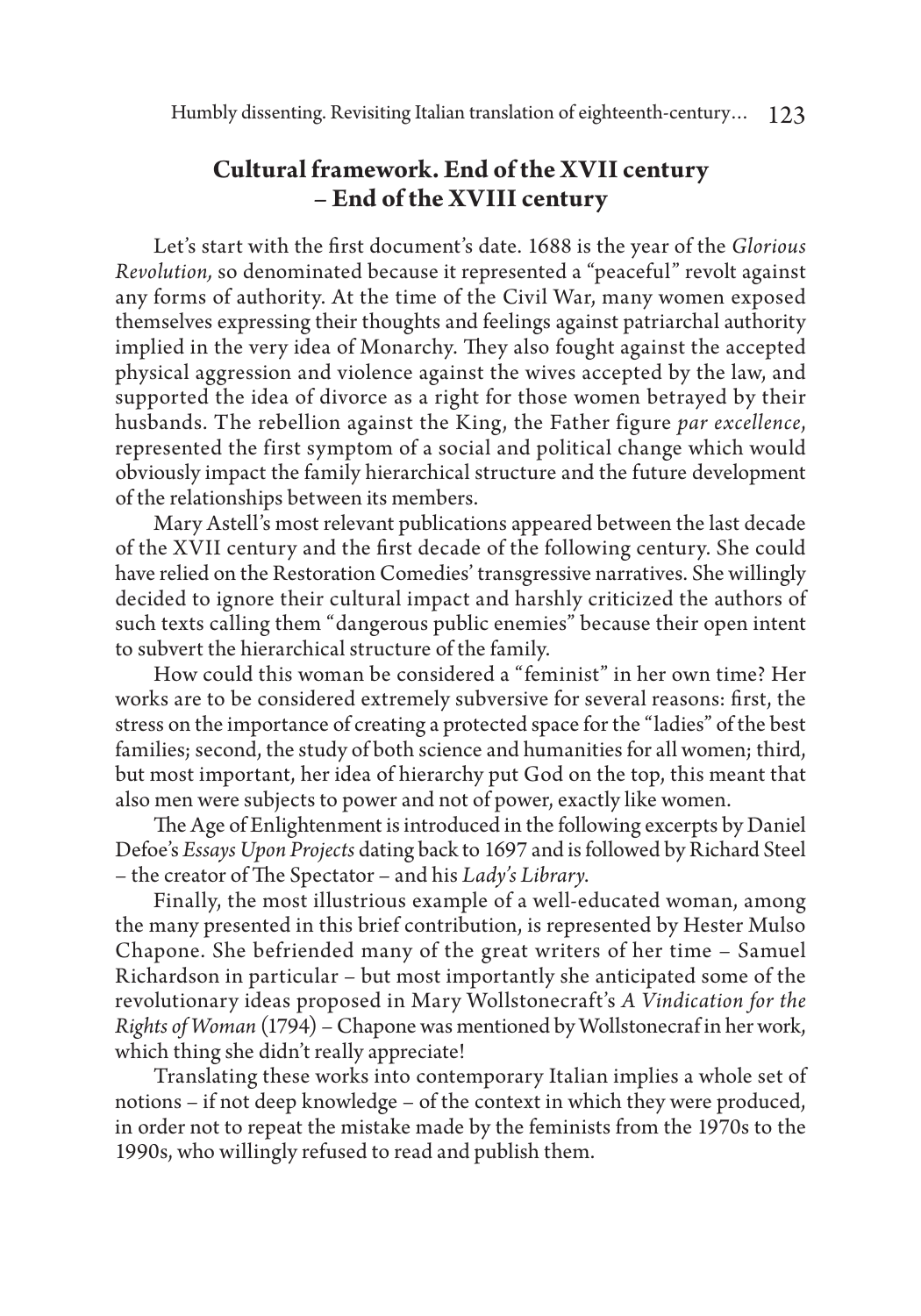## Cultural framework. End of the XVII century – End of the XVIII century

Let's start with the first document's date. 1688 is the year of the *Glorious Revolution,* so denominated because it represented a "peaceful" revolt against any forms of authority. At the time of the Civil War, many women exposed themselves expressing their thoughts and feelings against patriarchal authority implied in the very idea of Monarchy. They also fought against the accepted physical aggression and violence against the wives accepted by the law, and supported the idea of divorce as a right for those women betrayed by their husbands. The rebellion against the King, the Father figure *par excellence*, represented the first symptom of a social and political change which would obviously impact the family hierarchical structure and the future development of the relationships between its members.

Mary Astell's most relevant publications appeared between the last decade of the XVII century and the first decade of the following century. She could have relied on the Restoration Comedies' transgressive narratives. She willingly decided to ignore their cultural impact and harshly criticized the authors of such texts calling them "dangerous public enemies" because their open intent to subvert the hierarchical structure of the family.

How could this woman be considered a "feminist" in her own time? Her works are to be considered extremely subversive for several reasons: first, the stress on the importance of creating a protected space for the "ladies" of the best families; second, the study of both science and humanities for all women; third, but most important, her idea of hierarchy put God on the top, this meant that also men were subjects to power and not of power, exactly like women.

The Age of Enlightenment is introduced in the following excerpts by Daniel Defoe's *Essays Upon Projects* dating back to 1697 and is followed by Richard Steel – the creator of The Spectator – and his *Lady's Library*.

Finally, the most illustrious example of a well-educated woman, among the many presented in this brief contribution, is represented by Hester Mulso Chapone. She befriended many of the great writers of her time – Samuel Richardson in particular – but most importantly she anticipated some of the revolutionary ideas proposed in Mary Wollstonecraft's *A Vindication for the Rights of Woman* (1794) – Chapone was mentioned by Wollstonecraf in her work, which thing she didn't really appreciate!

Translating these works into contemporary Italian implies a whole set of notions – if not deep knowledge – of the context in which they were produced, in order not to repeat the mistake made by the feminists from the 1970s to the 1990s, who willingly refused to read and publish them.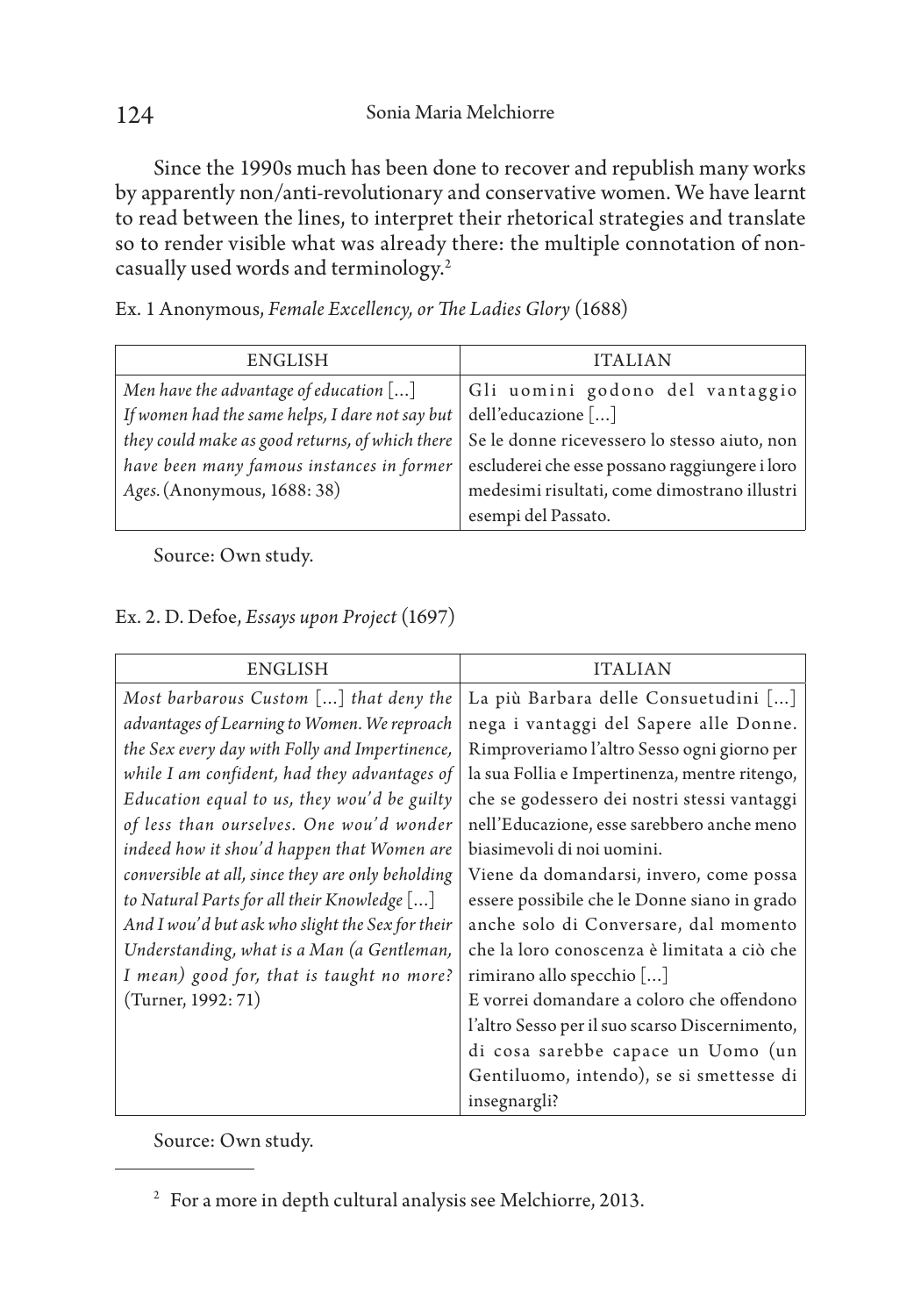Since the 1990s much has been done to recover and republish many works by apparently non/anti-revolutionary and conservative women. We have learnt to read between the lines, to interpret their rhetorical strategies and translate so to render visible what was already there: the multiple connotation of non-casually used words and terminology.[2]

Ex. 1 Anonymous, *Female Excellency, or The Ladies Glory* (1688)

| ENGLISH | ITALIAN |
|---|---|
| *Men have the advantage of education* [...] *If women had the same helps, I dare not say but they could make as good returns, of which there have been many famous instances in former Ages.* (Anonymous, 1688: 38) | Gli uomini godono del vantaggio dell'educazione [...] Se le donne ricevessero lo stesso aiuto, non escluderei che esse possano raggiungere i loro medesimi risultati, come dimostrano illustri esempi del Passato. |

Source: Own study.

Ex. 2. D. Defoe, *Essays upon Project* (1697)

| ENGLISH | ITALIAN |
|---|---|
| *Most barbarous Custom* [...] *that deny the advantages of Learning to Women. We reproach the Sex every day with Folly and Impertinence, while I am confident, had they advantages of Education equal to us, they wou'd be guilty of less than ourselves. One wou'd wonder indeed how it shou'd happen that Women are conversible at all, since they are only beholding to Natural Parts for all their Knowledge* [...] *And I wou'd but ask who slight the Sex for their Understanding, what is a Man (a Gentleman, I mean) good for, that is taught no more?* (Turner, 1992: 71) | La più Barbara delle Consuetudini [...] nega i vantaggi del Sapere alle Donne. Rimproveriamo l'altro Sesso ogni giorno per la sua Follia e Impertinenza, mentre ritengo, che se godessero dei nostri stessi vantaggi nell'Educazione, esse sarebbero anche meno biasimevoli di noi uomini. Viene da domandarsi, invero, come possa essere possibile che le Donne siano in grado anche solo di Conversare, dal momento che la loro conoscenza è limitata a ciò che rimirano allo specchio [...] E vorrei domandare a coloro che offendono l'altro Sesso per il suo scarso Discernimento, di cosa sarebbe capace un Uomo (un Gentiluomo, intendo), se si smettesse di insegnargli? |

Source: Own study.

[2] For a more in depth cultural analysis see Melchiorre, 2013.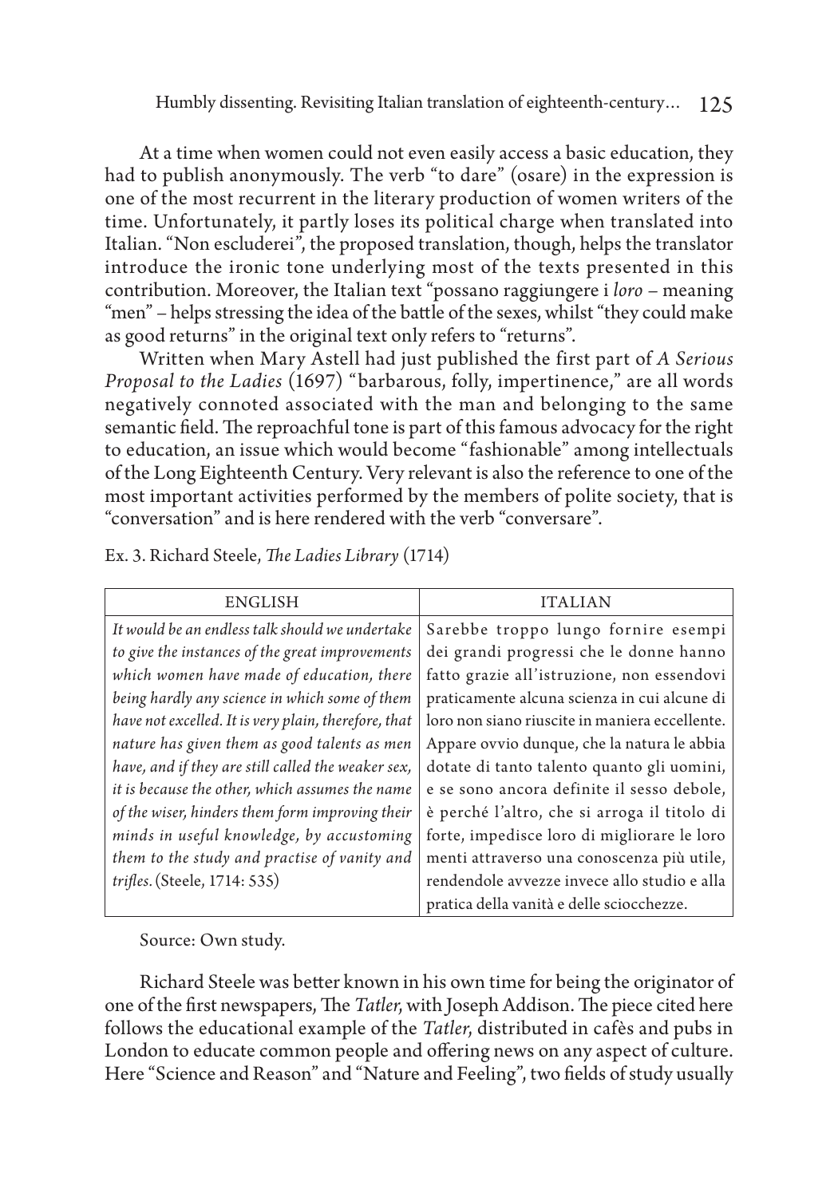At a time when women could not even easily access a basic education, they had to publish anonymously. The verb "to dare" (osare) in the expression is one of the most recurrent in the literary production of women writers of the time. Unfortunately, it partly loses its political charge when translated into Italian. "Non escluderei", the proposed translation, though, helps the translator introduce the ironic tone underlying most of the texts presented in this contribution. Moreover, the Italian text "possano raggiungere i *loro* – meaning "men" – helps stressing the idea of the battle of the sexes, whilst "they could make as good returns" in the original text only refers to "returns".

Written when Mary Astell had just published the first part of *A Serious Proposal to the Ladies* (1697) "barbarous, folly, impertinence," are all words negatively connoted associated with the man and belonging to the same semantic field. The reproachful tone is part of this famous advocacy for the right to education, an issue which would become "fashionable" among intellectuals of the Long Eighteenth Century. Very relevant is also the reference to one of the most important activities performed by the members of polite society, that is "conversation" and is here rendered with the verb "conversare".

Ex. 3. Richard Steele, *The Ladies Library* (1714)

| ENGLISH | ITALIAN |
|---|---|
| *It would be an endless talk should we undertake to give the instances of the great improvements which women have made of education, there being hardly any science in which some of them have not excelled. It is very plain, therefore, that nature has given them as good talents as men have, and if they are still called the weaker sex, it is because the other, which assumes the name of the wiser, hinders them form improving their minds in useful knowledge, by accustoming them to the study and practise of vanity and trifles.* (Steele, 1714: 535) | Sarebbe troppo lungo fornire esempi dei grandi progressi che le donne hanno fatto grazie all'istruzione, non essendovi praticamente alcuna scienza in cui alcune di loro non siano riuscite in maniera eccellente. Appare ovvio dunque, che la natura le abbia dotate di tanto talento quanto gli uomini, e se sono ancora definite il sesso debole, è perché l'altro, che si arroga il titolo di forte, impedisce loro di migliorare le loro menti attraverso una conoscenza più utile, rendendole avvezze invece allo studio e alla pratica della vanità e delle sciocchezze. |

Source: Own study.

Richard Steele was better known in his own time for being the originator of one of the first newspapers, The *Tatler*, with Joseph Addison. The piece cited here follows the educational example of the *Tatler*, distributed in cafès and pubs in London to educate common people and offering news on any aspect of culture. Here "Science and Reason" and "Nature and Feeling", two fields of study usually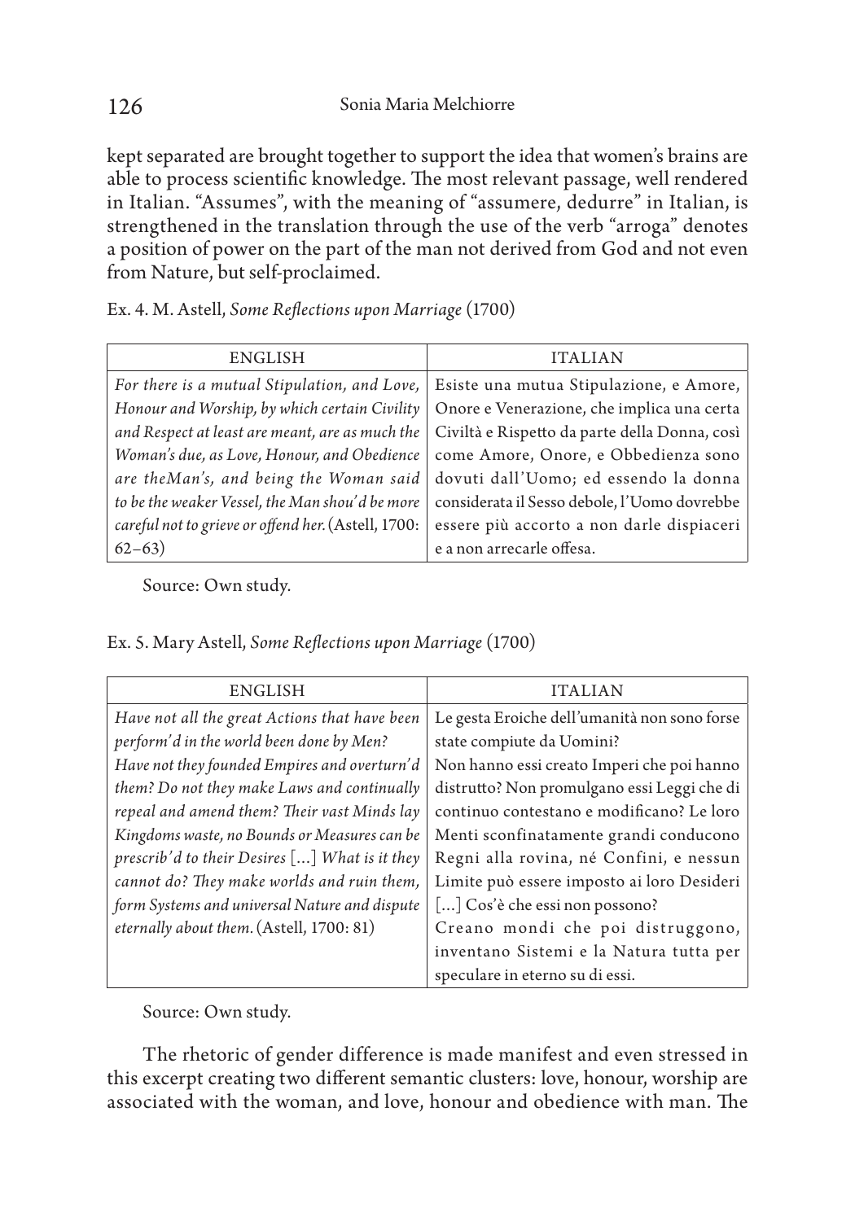kept separated are brought together to support the idea that women's brains are able to process scientific knowledge. The most relevant passage, well rendered in Italian. "Assumes", with the meaning of "assumere, dedurre" in Italian, is strengthened in the translation through the use of the verb "arroga" denotes a position of power on the part of the man not derived from God and not even from Nature, but self-proclaimed.

Ex. 4. M. Astell, *Some Reflections upon Marriage* (1700)

| ENGLISH | ITALIAN |
|---|---|
| *For there is a mutual Stipulation, and Love, Honour and Worship, by which certain Civility and Respect at least are meant, are as much the Woman's due, as Love, Honour, and Obedience are theMan's, and being the Woman said to be the weaker Vessel, the Man shou'd be more careful not to grieve or offend her.* (Astell, 1700: 62–63) | Esiste una mutua Stipulazione, e Amore, Onore e Venerazione, che implica una certa Civiltà e Rispetto da parte della Donna, così come Amore, Onore, e Obbedienza sono dovuti dall'Uomo; ed essendo la donna considerata il Sesso debole, l'Uomo dovrebbe essere più accorto a non darle dispiaceri e a non arrecarle offesa. |

Source: Own study.

Ex. 5. Mary Astell, *Some Reflections upon Marriage* (1700)

| ENGLISH | ITALIAN |
|---|---|
| *Have not all the great Actions that have been perform'd in the world been done by Men? Have not they founded Empires and overturn'd them? Do not they make Laws and continually repeal and amend them? Their vast Minds lay Kingdoms waste, no Bounds or Measures can be prescrib'd to their Desires* […] *What is it they cannot do? They make worlds and ruin them, form Systems and universal Nature and dispute eternally about them.* (Astell, 1700: 81) | Le gesta Eroiche dell'umanità non sono forse state compiute da Uomini? Non hanno essi creato Imperi che poi hanno distrutto? Non promulgano essi Leggi che di continuo contestano e modificano? Le loro Menti sconfinatamente grandi conducono Regni alla rovina, né Confini, e nessun Limite può essere imposto ai loro Desideri […] Cos'è che essi non possono? Creano mondi che poi distruggono, inventano Sistemi e la Natura tutta per speculare in eterno su di essi. |

Source: Own study.

The rhetoric of gender difference is made manifest and even stressed in this excerpt creating two different semantic clusters: love, honour, worship are associated with the woman, and love, honour and obedience with man. The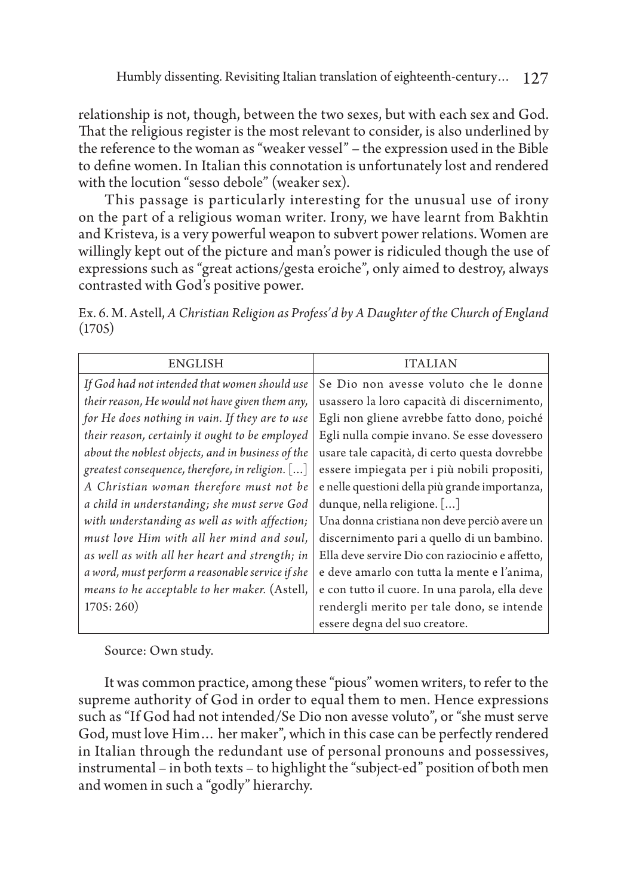relationship is not, though, between the two sexes, but with each sex and God. That the religious register is the most relevant to consider, is also underlined by the reference to the woman as "weaker vessel" – the expression used in the Bible to define women. In Italian this connotation is unfortunately lost and rendered with the locution "sesso debole" (weaker sex).

This passage is particularly interesting for the unusual use of irony on the part of a religious woman writer. Irony, we have learnt from Bakhtin and Kristeva, is a very powerful weapon to subvert power relations. Women are willingly kept out of the picture and man's power is ridiculed though the use of expressions such as "great actions/gesta eroiche", only aimed to destroy, always contrasted with God's positive power.

Ex. 6. M. Astell, *A Christian Religion as Profess'd by A Daughter of the Church of England* (1705)

| ENGLISH | ITALIAN |
|---|---|
| *If God had not intended that women should use their reason, He would not have given them any, for He does nothing in vain. If they are to use their reason, certainly it ought to be employed about the noblest objects, and in business of the greatest consequence, therefore, in religion.* […] *A Christian woman therefore must not be a child in understanding; she must serve God with understanding as well as with affection; must love Him with all her mind and soul, as well as with all her heart and strength; in a word, must perform a reasonable service if she means to he acceptable to her maker.* (Astell, 1705: 260) | Se Dio non avesse voluto che le donne usassero la loro capacità di discernimento, Egli non gliene avrebbe fatto dono, poiché Egli nulla compie invano. Se esse dovessero usare tale capacità, di certo questa dovrebbe essere impiegata per i più nobili propositi, e nelle questioni della più grande importanza, dunque, nella religione. […] Una donna cristiana non deve perciò avere un discernimento pari a quello di un bambino. Ella deve servire Dio con raziocinio e affetto, e deve amarlo con tutta la mente e l'anima, e con tutto il cuore. In una parola, ella deve rendergli merito per tale dono, se intende essere degna del suo creatore. |

Source: Own study.

It was common practice, among these "pious" women writers, to refer to the supreme authority of God in order to equal them to men. Hence expressions such as "If God had not intended/Se Dio non avesse voluto", or "she must serve God, must love Him… her maker", which in this case can be perfectly rendered in Italian through the redundant use of personal pronouns and possessives, instrumental – in both texts – to highlight the "subject-ed" position of both men and women in such a "godly" hierarchy.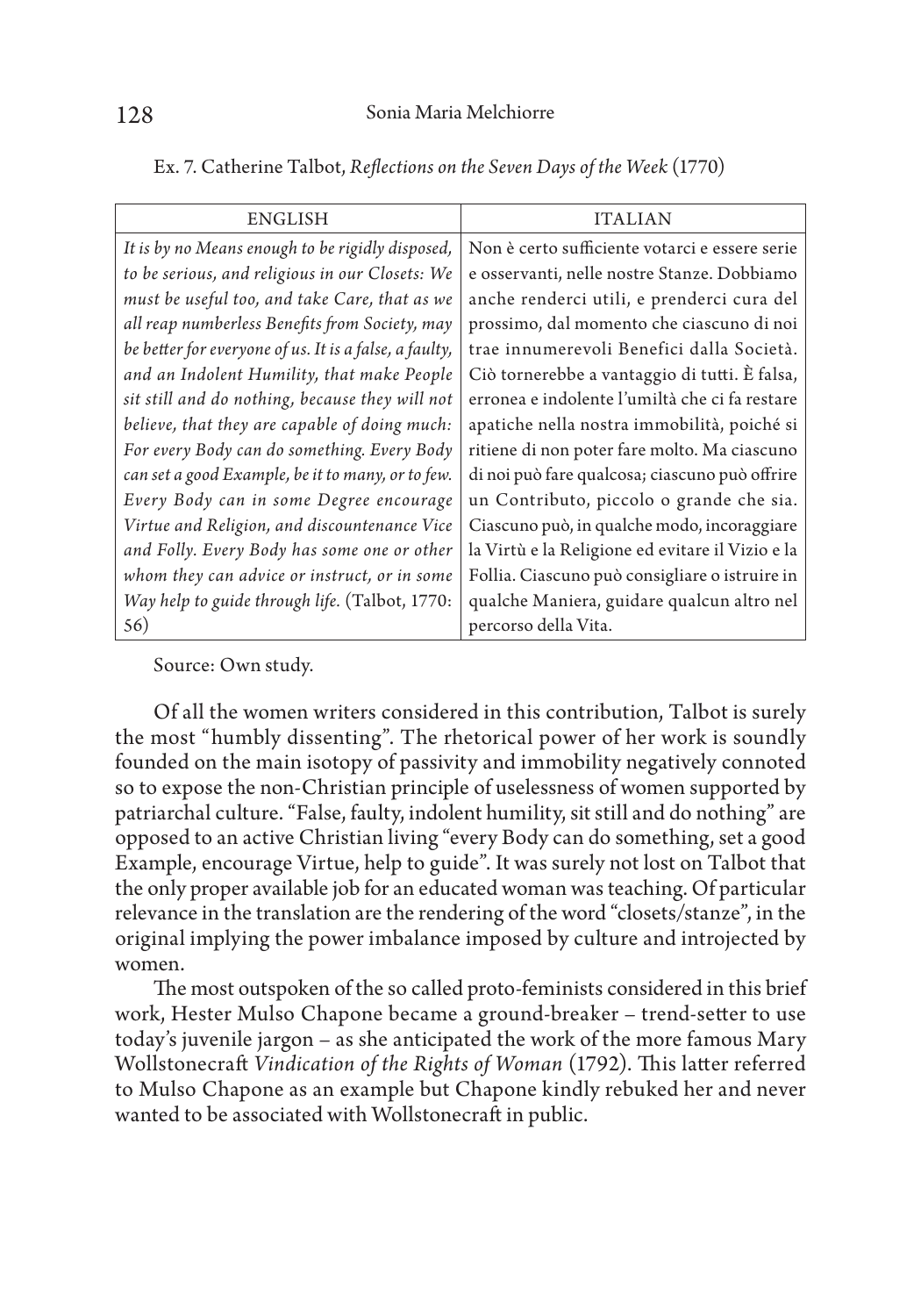Ex. 7. Catherine Talbot, *Reflections on the Seven Days of the Week* (1770)

| ENGLISH | ITALIAN |
| --- | --- |
| *It is by no Means enough to be rigidly disposed, to be serious, and religious in our Closets: We must be useful too, and take Care, that as we all reap numberless Benefits from Society, may be better for everyone of us. It is a false, a faulty, and an Indolent Humility, that make People sit still and do nothing, because they will not believe, that they are capable of doing much: For every Body can do something. Every Body can set a good Example, be it to many, or to few. Every Body can in some Degree encourage Virtue and Religion, and discountenance Vice and Folly. Every Body has some one or other whom they can advice or instruct, or in some Way help to guide through life.* (Talbot, 1770: 56) | Non è certo sufficiente votarci e essere serie e osservanti, nelle nostre Stanze. Dobbiamo anche renderci utili, e prenderci cura del prossimo, dal momento che ciascuno di noi trae innumerevoli Benefici dalla Società. Ciò tornerebbe a vantaggio di tutti. È falsa, erronea e indolente l'umiltà che ci fa restare apatiche nella nostra immobilità, poiché si ritiene di non poter fare molto. Ma ciascuno di noi può fare qualcosa; ciascuno può offrire un Contributo, piccolo o grande che sia. Ciascuno può, in qualche modo, incoraggiare la Virtù e la Religione ed evitare il Vizio e la Follia. Ciascuno può consigliare o istruire in qualche Maniera, guidare qualcun altro nel percorso della Vita. |

Source: Own study.

Of all the women writers considered in this contribution, Talbot is surely the most "humbly dissenting". The rhetorical power of her work is soundly founded on the main isotopy of passivity and immobility negatively connoted so to expose the non-Christian principle of uselessness of women supported by patriarchal culture. "False, faulty, indolent humility, sit still and do nothing" are opposed to an active Christian living "every Body can do something, set a good Example, encourage Virtue, help to guide". It was surely not lost on Talbot that the only proper available job for an educated woman was teaching. Of particular relevance in the translation are the rendering of the word "closets/stanze", in the original implying the power imbalance imposed by culture and introjected by women.

The most outspoken of the so called proto-feminists considered in this brief work, Hester Mulso Chapone became a ground-breaker – trend-setter to use today's juvenile jargon – as she anticipated the work of the more famous Mary Wollstonecraft *Vindication of the Rights of Woman* (1792). This latter referred to Mulso Chapone as an example but Chapone kindly rebuked her and never wanted to be associated with Wollstonecraft in public.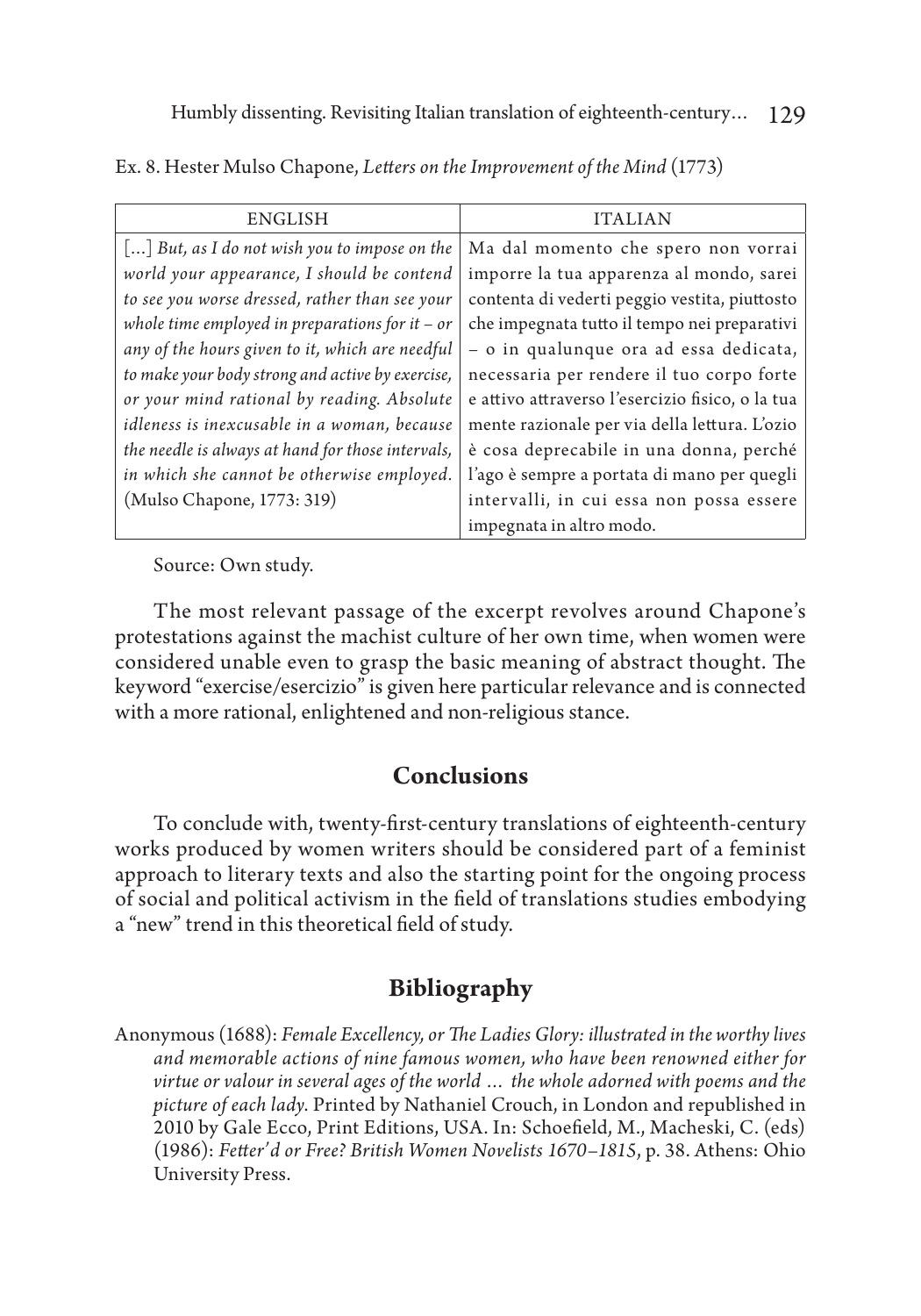Ex. 8. Hester Mulso Chapone, *Letters on the Improvement of the Mind* (1773)

| ENGLISH | ITALIAN |
|---|---|
| *[…] But, as I do not wish you to impose on the world your appearance, I should be contend to see you worse dressed, rather than see your whole time employed in preparations for it – or any of the hours given to it, which are needful to make your body strong and active by exercise, or your mind rational by reading. Absolute idleness is inexcusable in a woman, because the needle is always at hand for those intervals, in which she cannot be otherwise employed.* (Mulso Chapone, 1773: 319) | Ma dal momento che spero non vorrai imporre la tua apparenza al mondo, sarei contenta di vederti peggio vestita, piuttosto che impegnata tutto il tempo nei preparativi – o in qualunque ora ad essa dedicata, necessaria per rendere il tuo corpo forte e attivo attraverso l'esercizio fisico, o la tua mente razionale per via della lettura. L'ozio è cosa deprecabile in una donna, perché l'ago è sempre a portata di mano per quegli intervalli, in cui essa non possa essere impegnata in altro modo. |

Source: Own study.

The most relevant passage of the excerpt revolves around Chapone's protestations against the machist culture of her own time, when women were considered unable even to grasp the basic meaning of abstract thought. The keyword "exercise/esercizio" is given here particular relevance and is connected with a more rational, enlightened and non-religious stance.

## Conclusions

To conclude with, twenty-first-century translations of eighteenth-century works produced by women writers should be considered part of a feminist approach to literary texts and also the starting point for the ongoing process of social and political activism in the field of translations studies embodying a "new" trend in this theoretical field of study.

## Bibliography

Anonymous (1688): *Female Excellency, or The Ladies Glory: illustrated in the worthy lives and memorable actions of nine famous women, who have been renowned either for virtue or valour in several ages of the world … the whole adorned with poems and the picture of each lady*. Printed by Nathaniel Crouch, in London and republished in 2010 by Gale Ecco, Print Editions, USA. In: Schoefield, M., Macheski, C. (eds) (1986): *Fetter'd or Free? British Women Novelists 1670–1815*, p. 38. Athens: Ohio University Press.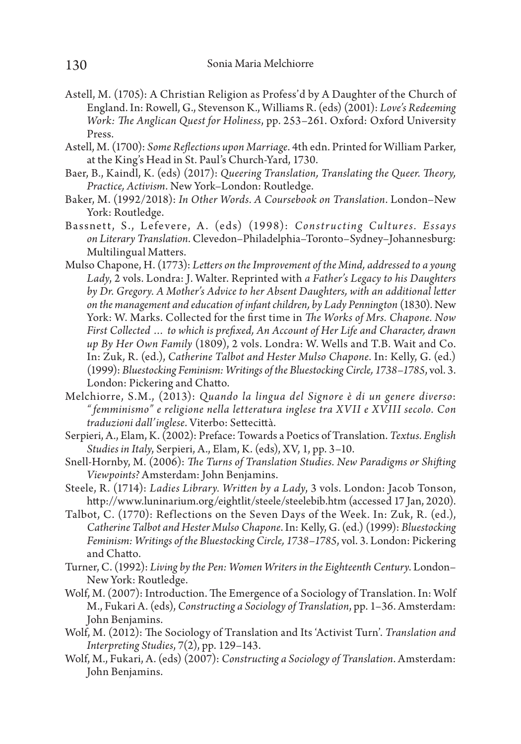Astell, M. (1705): A Christian Religion as Profess'd by A Daughter of the Church of England. In: Rowell, G., Stevenson K., Williams R. (eds) (2001): *Love's Redeeming Work: The Anglican Quest for Holiness*, pp. 253–261. Oxford: Oxford University Press.

Astell, M. (1700): *Some Reflections upon Marriage*. 4th edn. Printed for William Parker, at the King's Head in St. Paul's Church-Yard, 1730.

Baer, B., Kaindl, K. (eds) (2017): *Queering Translation, Translating the Queer. Theory, Practice, Activism*. New York–London: Routledge.

Baker, M. (1992/2018): *In Other Words. A Coursebook on Translation*. London–New York: Routledge.

Bassnett, S., Lefevere, A. (eds) (1998): *Constructing Cultures. Essays on Literary Translation*. Clevedon–Philadelphia–Toronto–Sydney–Johannesburg: Multilingual Matters.

Mulso Chapone, H. (1773): *Letters on the Improvement of the Mind, addressed to a young Lady*, 2 vols. Londra: J. Walter. Reprinted with *a Father's Legacy to his Daughters by Dr. Gregory. A Mother's Advice to her Absent Daughters, with an additional letter on the management and education of infant children, by Lady Pennington* (1830). New York: W. Marks. Collected for the first time in *The Works of Mrs. Chapone. Now First Collected … to which is prefixed, An Account of Her Life and Character, drawn up By Her Own Family* (1809), 2 vols. Londra: W. Wells and T.B. Wait and Co. In: Zuk, R. (ed.), *Catherine Talbot and Hester Mulso Chapone*. In: Kelly, G. (ed.) (1999): *Bluestocking Feminism: Writings of the Bluestocking Circle, 1738–1785*, vol. 3. London: Pickering and Chatto.

Melchiorre, S.M., (2013): *Quando la lingua del Signore è di un genere diverso: "femminismo" e religione nella letteratura inglese tra XVII e XVIII secolo. Con traduzioni dall'inglese*. Viterbo: Settecittà.

Serpieri, A., Elam, K. (2002): Preface: Towards a Poetics of Translation. *Textus. English Studies in Italy*, Serpieri, A., Elam, K. (eds), XV, 1, pp. 3–10.

Snell-Hornby, M. (2006): *The Turns of Translation Studies. New Paradigms or Shifting Viewpoints?* Amsterdam: John Benjamins.

Steele, R. (1714): *Ladies Library. Written by a Lady*, 3 vols. London: Jacob Tonson, http://www.luninarium.org/eightlit/steele/steelebib.htm (accessed 17 Jan, 2020).

Talbot, C. (1770): Reflections on the Seven Days of the Week. In: Zuk, R. (ed.), *Catherine Talbot and Hester Mulso Chapone*. In: Kelly, G. (ed.) (1999): *Bluestocking Feminism: Writings of the Bluestocking Circle, 1738–1785*, vol. 3. London: Pickering and Chatto.

Turner, C. (1992): *Living by the Pen: Women Writers in the Eighteenth Century*. London–New York: Routledge.

Wolf, M. (2007): Introduction. The Emergence of a Sociology of Translation. In: Wolf M., Fukari A. (eds), *Constructing a Sociology of Translation*, pp. 1–36. Amsterdam: John Benjamins.

Wolf, M. (2012): The Sociology of Translation and Its 'Activist Turn'. *Translation and Interpreting Studies*, 7(2), pp. 129–143.

Wolf, M., Fukari, A. (eds) (2007): *Constructing a Sociology of Translation*. Amsterdam: John Benjamins.